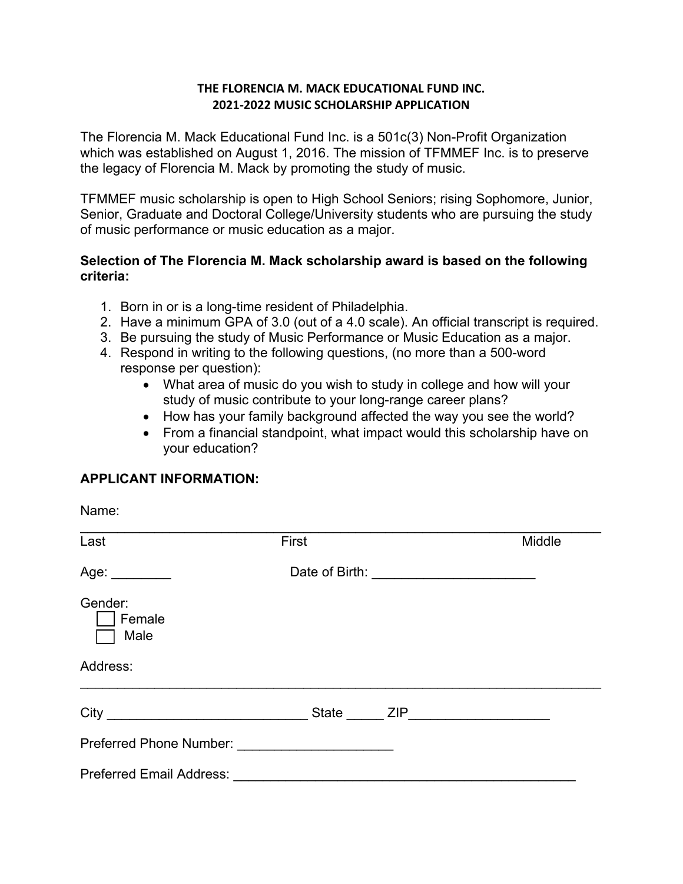**THE FLORENCIA M. MACK EDUCATIONAL FUND INC.**
**2021-2022 MUSIC SCHOLARSHIP APPLICATION**

The Florencia M. Mack Educational Fund Inc. is a 501c(3) Non-Profit Organization which was established on August 1, 2016. The mission of TFMMEF Inc. is to preserve the legacy of Florencia M. Mack by promoting the study of music.

TFMMEF music scholarship is open to High School Seniors; rising Sophomore, Junior, Senior, Graduate and Doctoral College/University students who are pursuing the study of music performance or music education as a major.

**Selection of The Florencia M. Mack scholarship award is based on the following criteria:**

1. Born in or is a long-time resident of Philadelphia.
2. Have a minimum GPA of 3.0 (out of a 4.0 scale). An official transcript is required.
3. Be pursuing the study of Music Performance or Music Education as a major.
4. Respond in writing to the following questions, (no more than a 500-word response per question):
   - What area of music do you wish to study in college and how will your study of music contribute to your long-range career plans?
   - How has your family background affected the way you see the world?
   - From a financial standpoint, what impact would this scholarship have on your education?

**APPLICANT INFORMATION:**

Name:

______________________________________________________________________

Last First Middle

Age: ________ Date of Birth: ______________________

Gender:

☐ Female
☐ Male

Address:

______________________________________________________________________

City ___________________________ State _____ ZIP___________________

Preferred Phone Number: _____________________

Preferred Email Address: _______________________________________________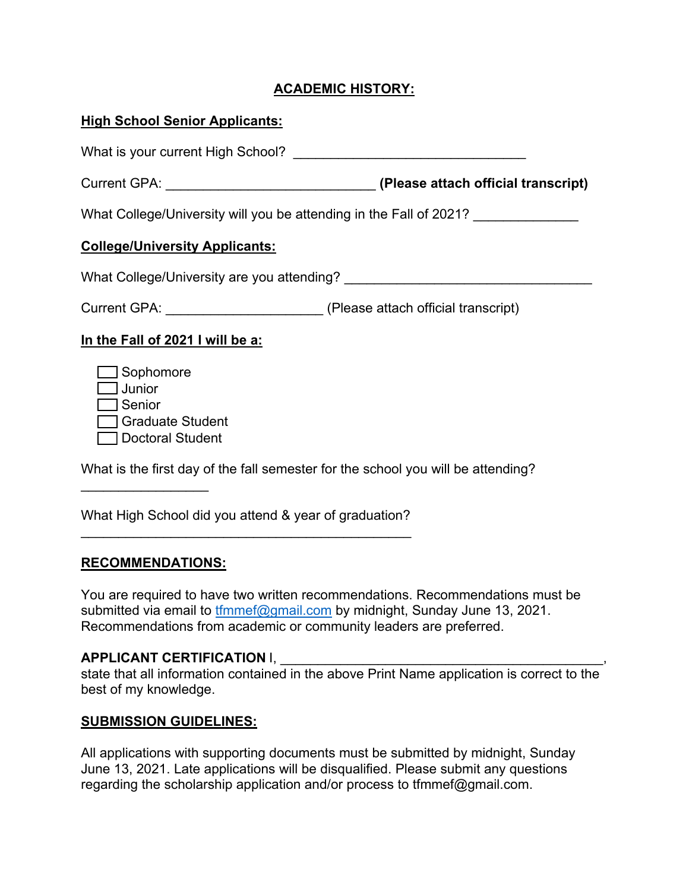## ACADEMIC HISTORY:

**High School Senior Applicants:**

What is your current High School? ________________________________

Current GPA: _____________________________ **(Please attach official transcript)**

What College/University will you be attending in the Fall of 2021? ______________

**College/University Applicants:**

What College/University are you attending? __________________________________

Current GPA: _____________________ (Please attach official transcript)

**In the Fall of 2021 I will be a:**

- ☐ Sophomore
- ☐ Junior
- ☐ Senior
- ☐ Graduate Student
- ☐ Doctoral Student

What is the first day of the fall semester for the school you will be attending?

_________________

What High School did you attend & year of graduation?

_____________________________________________

**RECOMMENDATIONS:**

You are required to have two written recommendations. Recommendations must be submitted via email to tfmmef@gmail.com by midnight, Sunday June 13, 2021. Recommendations from academic or community leaders are preferred.

**APPLICANT CERTIFICATION** I, ____________________________________________, state that all information contained in the above Print Name application is correct to the best of my knowledge.

**SUBMISSION GUIDELINES:**

All applications with supporting documents must be submitted by midnight, Sunday June 13, 2021. Late applications will be disqualified. Please submit any questions regarding the scholarship application and/or process to tfmmef@gmail.com.